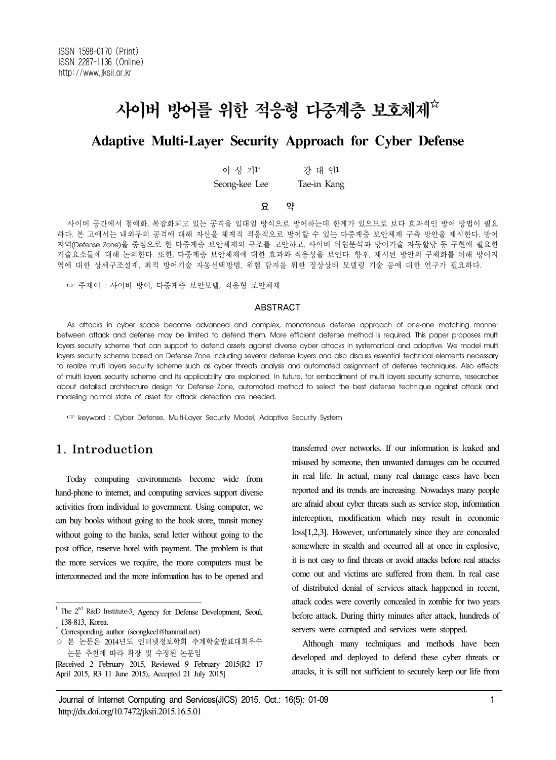ISSN 1598-0170 (Print)
ISSN 2287-1136 (Online)
http://www.jksii.or.kr

# 사이버 방어를 위한 적응형 다중계층 보호체제☆

# Adaptive Multi-Layer Security Approach for Cyber Defense

이 성 기[1*] 강 태 인[1]
Seong-kee Lee Tae-in Kang

## 요 약

사이버 공간에서 첨예화, 복잡화되고 있는 공격을 일대일 방식으로 방어하는데 한계가 있으므로 보다 효과적인 방어 방법이 필요하다. 본 고에서는 내외부의 공격에 대해 자산을 체계적 적응적으로 방어할 수 있는 다중계층 보안체제 구축 방안을 제시한다. 방어지역(Defense Zone)을 중심으로 한 다중계층 보안체제의 구조를 고안하고, 사이버 위협분석과 방어기술 자동할당 등 구현에 필요한 기술요소들에 대해 논의한다. 또한, 다중계층 보안체제에 대한 효과와 적용성을 보인다. 향후, 제시된 방안의 구체화를 위해 방어지역에 대한 상세구조설계, 최적 방어기술 자동선택방법, 위협 탐지를 위한 정상상태 모델링 기술 등에 대한 연구가 필요하다.

☞ 주제어 : 사이버 방어, 다중계층 보안모델, 적응형 보안체제

## ABSTRACT

As attacks in cyber space become advanced and complex, monotonous defense approach of one-one matching manner between attack and defense may be limited to defend them. More efficient defense method is required. This paper proposes multi layers security scheme that can support to defend assets against diverse cyber attacks in systematical and adaptive. We model multi layers security scheme based on Defense Zone including several defense layers and also discuss essential technical elements necessary to realize multi layers security scheme such as cyber threats analysis and automated assignment of defense techniques. Also effects of multi layers security scheme and its applicability are explained. In future, for embodiment of multi layers security scheme, researches about detailed architecture design for Defense Zone, automated method to select the best defense technique against attack and modeling normal state of asset for attack detection are needed.

☞ keyword : Cyber Defense, Multi-Layer Security Model, Adaptive Security System

## 1. Introduction

Today computing environments become wide from hand-phone to internet, and computing services support diverse activities from individual to government. Using computer, we can buy books without going to the book store, transit money without going to the banks, send letter without going to the post office, reserve hotel with payment. The problem is that the more services we require, the more computers must be interconnected and the more information has to be opened and transferred over networks. If our information is leaked and misused by someone, then unwanted damages can be occurred in real life. In actual, many real damage cases have been reported and its trends are increasing. Nowadays many people are afraid about cyber threats such as service stop, information interception, modification which may result in economic loss[1,2,3]. However, unfortunately since they are concealed somewhere in stealth and occurred all at once in explosive, it is not easy to find threats or avoid attacks before real attacks come out and victims are suffered from them. In real case of distributed denial of services attack happened in recent, attack codes were covertly concealed in zombie for two years before attack. During thirty minutes after attack, hundreds of servers were corrupted and services were stopped.

Although many techniques and methods have been developed and deployed to defend these cyber threats or attacks, it is still not sufficient to securely keep our life from

---

[1] The 2nd R&D Institute-3, Agency for Defense Development, Seoul, 138-813, Korea.

[*] Corresponding author (seongkeel@hanmail.net)

☆ 본 논문은 2014년도 인터넷정보학회 추계학술발표대회우수 논문 추천에 따라 확장 및 수정된 논문임

[Received 2 February 2015, Reviewed 9 February 2015(R2 17 April 2015, R3 11 June 2015), Accepted 21 July 2015]

http://dx.doi.org/10.7472/jksii.2015.16.5.01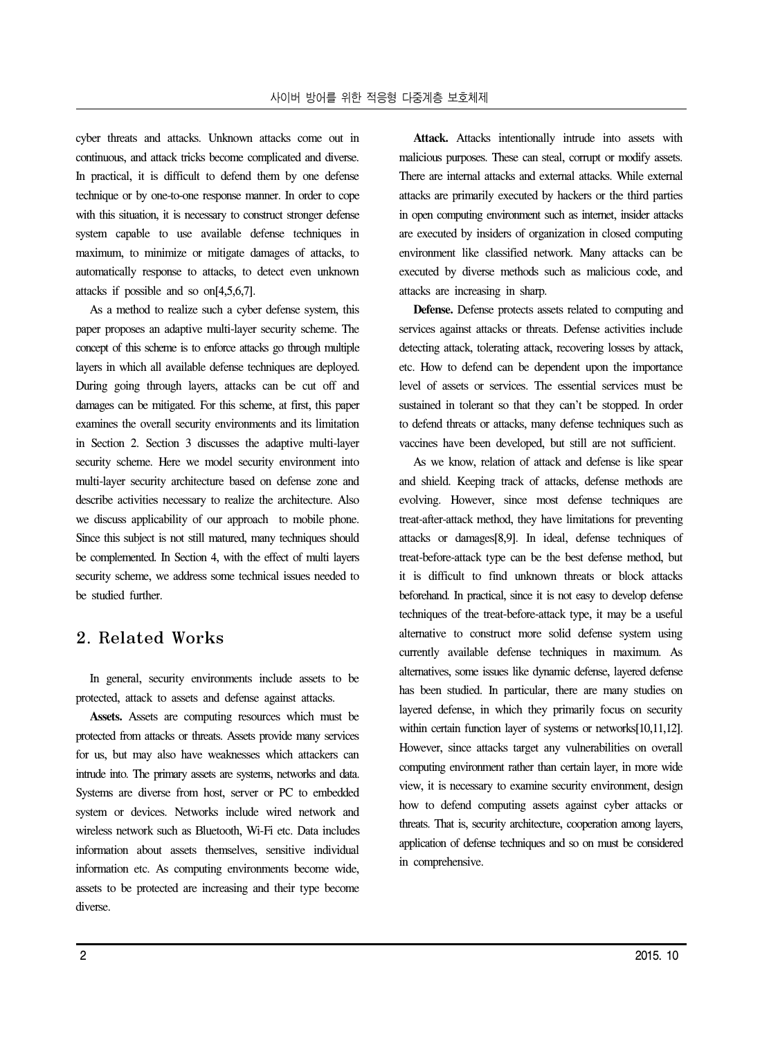cyber threats and attacks. Unknown attacks come out in continuous, and attack tricks become complicated and diverse. In practical, it is difficult to defend them by one defense technique or by one-to-one response manner. In order to cope with this situation, it is necessary to construct stronger defense system capable to use available defense techniques in maximum, to minimize or mitigate damages of attacks, to automatically response to attacks, to detect even unknown attacks if possible and so on[4,5,6,7].

As a method to realize such a cyber defense system, this paper proposes an adaptive multi-layer security scheme. The concept of this scheme is to enforce attacks go through multiple layers in which all available defense techniques are deployed. During going through layers, attacks can be cut off and damages can be mitigated. For this scheme, at first, this paper examines the overall security environments and its limitation in Section 2. Section 3 discusses the adaptive multi-layer security scheme. Here we model security environment into multi-layer security architecture based on defense zone and describe activities necessary to realize the architecture. Also we discuss applicability of our approach to mobile phone. Since this subject is not still matured, many techniques should be complemented. In Section 4, with the effect of multi layers security scheme, we address some technical issues needed to be studied further.

## 2. Related Works

In general, security environments include assets to be protected, attack to assets and defense against attacks.

**Assets.** Assets are computing resources which must be protected from attacks or threats. Assets provide many services for us, but may also have weaknesses which attackers can intrude into. The primary assets are systems, networks and data. Systems are diverse from host, server or PC to embedded system or devices. Networks include wired network and wireless network such as Bluetooth, Wi-Fi etc. Data includes information about assets themselves, sensitive individual information etc. As computing environments become wide, assets to be protected are increasing and their type become diverse.

**Attack.** Attacks intentionally intrude into assets with malicious purposes. These can steal, corrupt or modify assets. There are internal attacks and external attacks. While external attacks are primarily executed by hackers or the third parties in open computing environment such as internet, insider attacks are executed by insiders of organization in closed computing environment like classified network. Many attacks can be executed by diverse methods such as malicious code, and attacks are increasing in sharp.

**Defense.** Defense protects assets related to computing and services against attacks or threats. Defense activities include detecting attack, tolerating attack, recovering losses by attack, etc. How to defend can be dependent upon the importance level of assets or services. The essential services must be sustained in tolerant so that they can't be stopped. In order to defend threats or attacks, many defense techniques such as vaccines have been developed, but still are not sufficient.

As we know, relation of attack and defense is like spear and shield. Keeping track of attacks, defense methods are evolving. However, since most defense techniques are treat-after-attack method, they have limitations for preventing attacks or damages[8,9]. In ideal, defense techniques of treat-before-attack type can be the best defense method, but it is difficult to find unknown threats or block attacks beforehand. In practical, since it is not easy to develop defense techniques of the treat-before-attack type, it may be a useful alternative to construct more solid defense system using currently available defense techniques in maximum. As alternatives, some issues like dynamic defense, layered defense has been studied. In particular, there are many studies on layered defense, in which they primarily focus on security within certain function layer of systems or networks[10,11,12]. However, since attacks target any vulnerabilities on overall computing environment rather than certain layer, in more wide view, it is necessary to examine security environment, design how to defend computing assets against cyber attacks or threats. That is, security architecture, cooperation among layers, application of defense techniques and so on must be considered in comprehensive.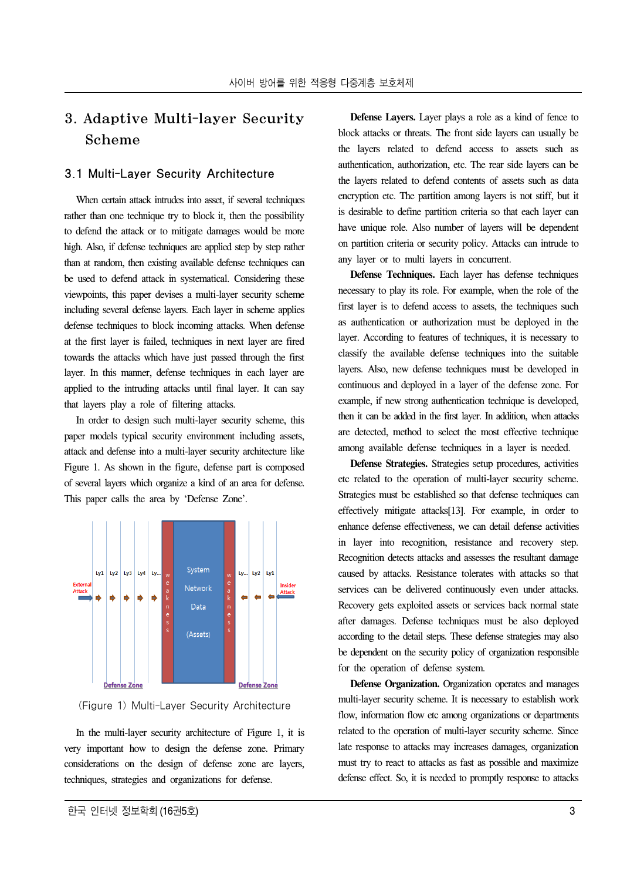# 3. Adaptive Multi-layer Security Scheme

## 3.1 Multi-Layer Security Architecture

When certain attack intrudes into asset, if several techniques rather than one technique try to block it, then the possibility to defend the attack or to mitigate damages would be more high. Also, if defense techniques are applied step by step rather than at random, then existing available defense techniques can be used to defend attack in systematical. Considering these viewpoints, this paper devises a multi-layer security scheme including several defense layers. Each layer in scheme applies defense techniques to block incoming attacks. When defense at the first layer is failed, techniques in next layer are fired towards the attacks which have just passed through the first layer. In this manner, defense techniques in each layer are applied to the intruding attacks until final layer. It can say that layers play a role of filtering attacks.

In order to design such multi-layer security scheme, this paper models typical security environment including assets, attack and defense into a multi-layer security architecture like Figure 1. As shown in the figure, defense part is composed of several layers which organize a kind of an area for defense. This paper calls the area by 'Defense Zone'.

External Attack
Ly1 Ly2 Ly3 Ly4 Ly...
weakness
System
Network
Data
(Assets)
weakness
Ly... Ly2 Ly1
Insider Attack
Defense Zone
Defense Zone

(Figure 1) Multi-Layer Security Architecture

In the multi-layer security architecture of Figure 1, it is very important how to design the defense zone. Primary considerations on the design of defense zone are layers, techniques, strategies and organizations for defense.

**Defense Layers.** Layer plays a role as a kind of fence to block attacks or threats. The front side layers can usually be the layers related to defend access to assets such as authentication, authorization, etc. The rear side layers can be the layers related to defend contents of assets such as data encryption etc. The partition among layers is not stiff, but it is desirable to define partition criteria so that each layer can have unique role. Also number of layers will be dependent on partition criteria or security policy. Attacks can intrude to any layer or to multi layers in concurrent.

**Defense Techniques.** Each layer has defense techniques necessary to play its role. For example, when the role of the first layer is to defend access to assets, the techniques such as authentication or authorization must be deployed in the layer. According to features of techniques, it is necessary to classify the available defense techniques into the suitable layers. Also, new defense techniques must be developed in continuous and deployed in a layer of the defense zone. For example, if new strong authentication technique is developed, then it can be added in the first layer. In addition, when attacks are detected, method to select the most effective technique among available defense techniques in a layer is needed.

**Defense Strategies.** Strategies setup procedures, activities etc related to the operation of multi-layer security scheme. Strategies must be established so that defense techniques can effectively mitigate attacks[13]. For example, in order to enhance defense effectiveness, we can detail defense activities in layer into recognition, resistance and recovery step. Recognition detects attacks and assesses the resultant damage caused by attacks. Resistance tolerates with attacks so that services can be delivered continuously even under attacks. Recovery gets exploited assets or services back normal state after damages. Defense techniques must be also deployed according to the detail steps. These defense strategies may also be dependent on the security policy of organization responsible for the operation of defense system.

**Defense Organization.** Organization operates and manages multi-layer security scheme. It is necessary to establish work flow, information flow etc among organizations or departments related to the operation of multi-layer security scheme. Since late response to attacks may increases damages, organization must try to react to attacks as fast as possible and maximize defense effect. So, it is needed to promptly response to attacks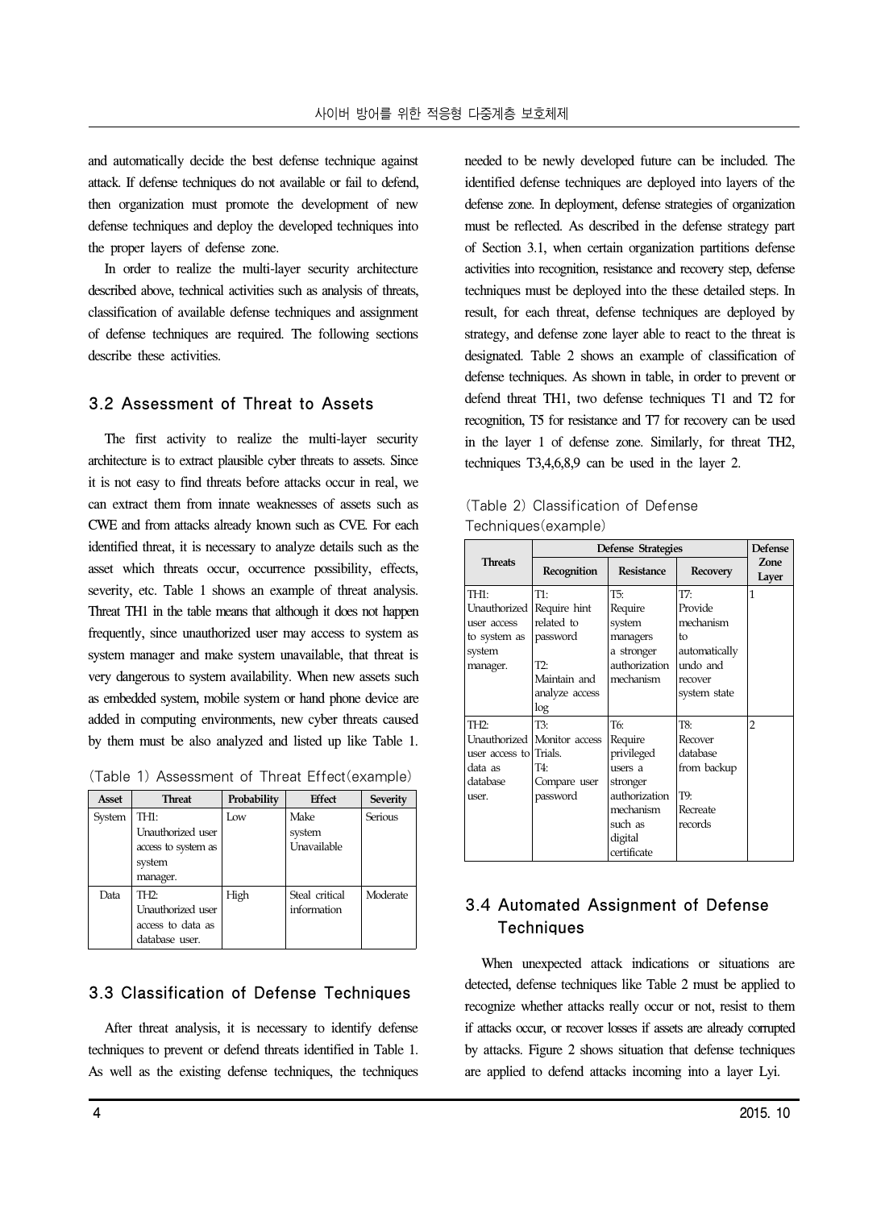and automatically decide the best defense technique against attack. If defense techniques do not available or fail to defend, then organization must promote the development of new defense techniques and deploy the developed techniques into the proper layers of defense zone.

In order to realize the multi-layer security architecture described above, technical activities such as analysis of threats, classification of available defense techniques and assignment of defense techniques are required. The following sections describe these activities.

## 3.2 Assessment of Threat to Assets

The first activity to realize the multi-layer security architecture is to extract plausible cyber threats to assets. Since it is not easy to find threats before attacks occur in real, we can extract them from innate weaknesses of assets such as CWE and from attacks already known such as CVE. For each identified threat, it is necessary to analyze details such as the asset which threats occur, occurrence possibility, effects, severity, etc. Table 1 shows an example of threat analysis. Threat TH1 in the table means that although it does not happen frequently, since unauthorized user may access to system as system manager and make system unavailable, that threat is very dangerous to system availability. When new assets such as embedded system, mobile system or hand phone device are added in computing environments, new cyber threats caused by them must be also analyzed and listed up like Table 1.

〈Table 1〉 Assessment of Threat Effect(example)

| Asset | Threat | Probability | Effect | Severity |
|---|---|---|---|---|
| System | TH1: Unauthorized user access to system as system manager. | Low | Make system Unavailable | Serious |
| Data | TH2: Unauthorized user access to data as database user. | High | Steal critical information | Moderate |

## 3.3 Classification of Defense Techniques

After threat analysis, it is necessary to identify defense techniques to prevent or defend threats identified in Table 1. As well as the existing defense techniques, the techniques needed to be newly developed future can be included. The identified defense techniques are deployed into layers of the defense zone. In deployment, defense strategies of organization must be reflected. As described in the defense strategy part of Section 3.1, when certain organization partitions defense activities into recognition, resistance and recovery step, defense techniques must be deployed into the these detailed steps. In result, for each threat, defense techniques are deployed by strategy, and defense zone layer able to react to the threat is designated. Table 2 shows an example of classification of defense techniques. As shown in table, in order to prevent or defend threat TH1, two defense techniques T1 and T2 for recognition, T5 for resistance and T7 for recovery can be used in the layer 1 of defense zone. Similarly, for threat TH2, techniques T3,4,6,8,9 can be used in the layer 2.

〈Table 2〉 Classification of Defense Techniques(example)

| Threats | Defense Strategies | | | Defense Zone Layer |
|---|---|---|---|---|
| | Recognition | Resistance | Recovery | |
| TH1: Unauthorized user access to system as system manager. | T1: Require hint related to password<br><br>T2: Maintain and analyze access log | T5: Require system managers a stronger authorization mechanism | T7: Provide mechanism to automatically undo and recover system state | 1 |
| TH2: Unauthorized user access to data as database user. | T3: Monitor access Trials.<br>T4: Compare user password | T6: Require privileged users a stronger authorization mechanism such as digital certificate | T8: Recover database from backup<br><br>T9: Recreate records | 2 |

## 3.4 Automated Assignment of Defense Techniques

When unexpected attack indications or situations are detected, defense techniques like Table 2 must be applied to recognize whether attacks really occur or not, resist to them if attacks occur, or recover losses if assets are already corrupted by attacks. Figure 2 shows situation that defense techniques are applied to defend attacks incoming into a layer Lyi.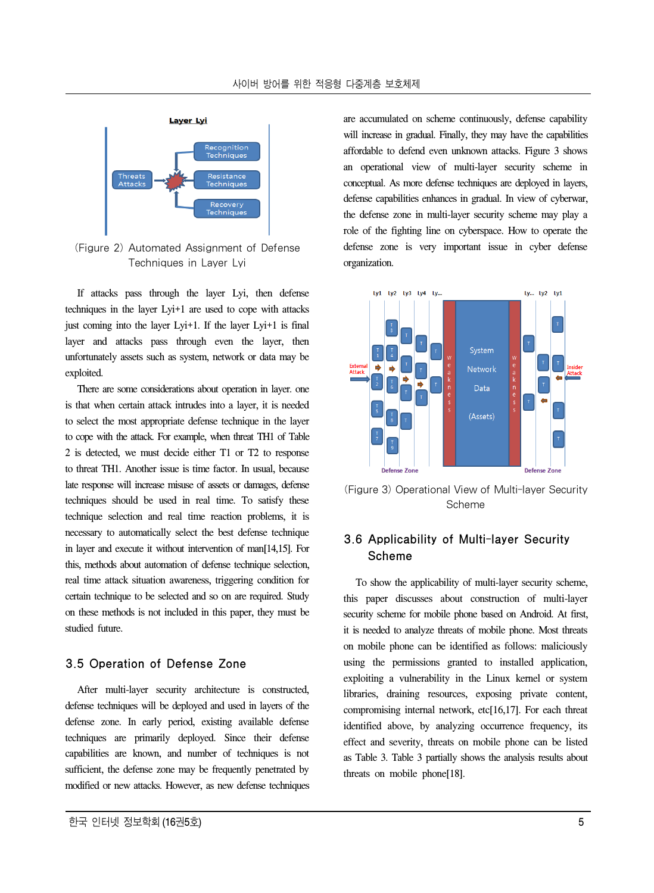Layer Lyi

Recognition Techniques

Threats Attacks

Resistance Techniques

Recovery Techniques

(Figure 2) Automated Assignment of Defense Techniques in Layer Lyi

If attacks pass through the layer Lyi, then defense techniques in the layer Lyi+1 are used to cope with attacks just coming into the layer Lyi+1. If the layer Lyi+1 is final layer and attacks pass through even the layer, then unfortunately assets such as system, network or data may be exploited.

There are some considerations about operation in layer. one is that when certain attack intrudes into a layer, it is needed to select the most appropriate defense technique in the layer to cope with the attack. For example, when threat TH1 of Table 2 is detected, we must decide either T1 or T2 to response to threat TH1. Another issue is time factor. In usual, because late response will increase misuse of assets or damages, defense techniques should be used in real time. To satisfy these technique selection and real time reaction problems, it is necessary to automatically select the best defense technique in layer and execute it without intervention of man[14,15]. For this, methods about automation of defense technique selection, real time attack situation awareness, triggering condition for certain technique to be selected and so on are required. Study on these methods is not included in this paper, they must be studied future.

## 3.5 Operation of Defense Zone

After multi-layer security architecture is constructed, defense techniques will be deployed and used in layers of the defense zone. In early period, existing available defense techniques are primarily deployed. Since their defense capabilities are known, and number of techniques is not sufficient, the defense zone may be frequently penetrated by modified or new attacks. However, as new defense techniques are accumulated on scheme continuously, defense capability will increase in gradual. Finally, they may have the capabilities affordable to defend even unknown attacks. Figure 3 shows an operational view of multi-layer security scheme in conceptual. As more defense techniques are deployed in layers, defense capabilities enhances in gradual. In view of cyberwar, the defense zone in multi-layer security scheme may play a role of the fighting line on cyberspace. How to operate the defense zone is very important issue in cyber defense organization.

Ly1 Ly2 Ly3 Ly4 Ly... Ly... Ly2 Ly1

External Attack

Insider Attack

T1 T2 T3 T4 T5 T6 T7 T8 T9 T

weakness

System

Network

Data

(Assets)

weakness

Defense Zone

Defense Zone

(Figure 3) Operational View of Multi-layer Security Scheme

## 3.6 Applicability of Multi-layer Security Scheme

To show the applicability of multi-layer security scheme, this paper discusses about construction of multi-layer security scheme for mobile phone based on Android. At first, it is needed to analyze threats of mobile phone. Most threats on mobile phone can be identified as follows: maliciously using the permissions granted to installed application, exploiting a vulnerability in the Linux kernel or system libraries, draining resources, exposing private content, compromising internal network, etc[16,17]. For each threat identified above, by analyzing occurrence frequency, its effect and severity, threats on mobile phone can be listed as Table 3. Table 3 partially shows the analysis results about threats on mobile phone[18].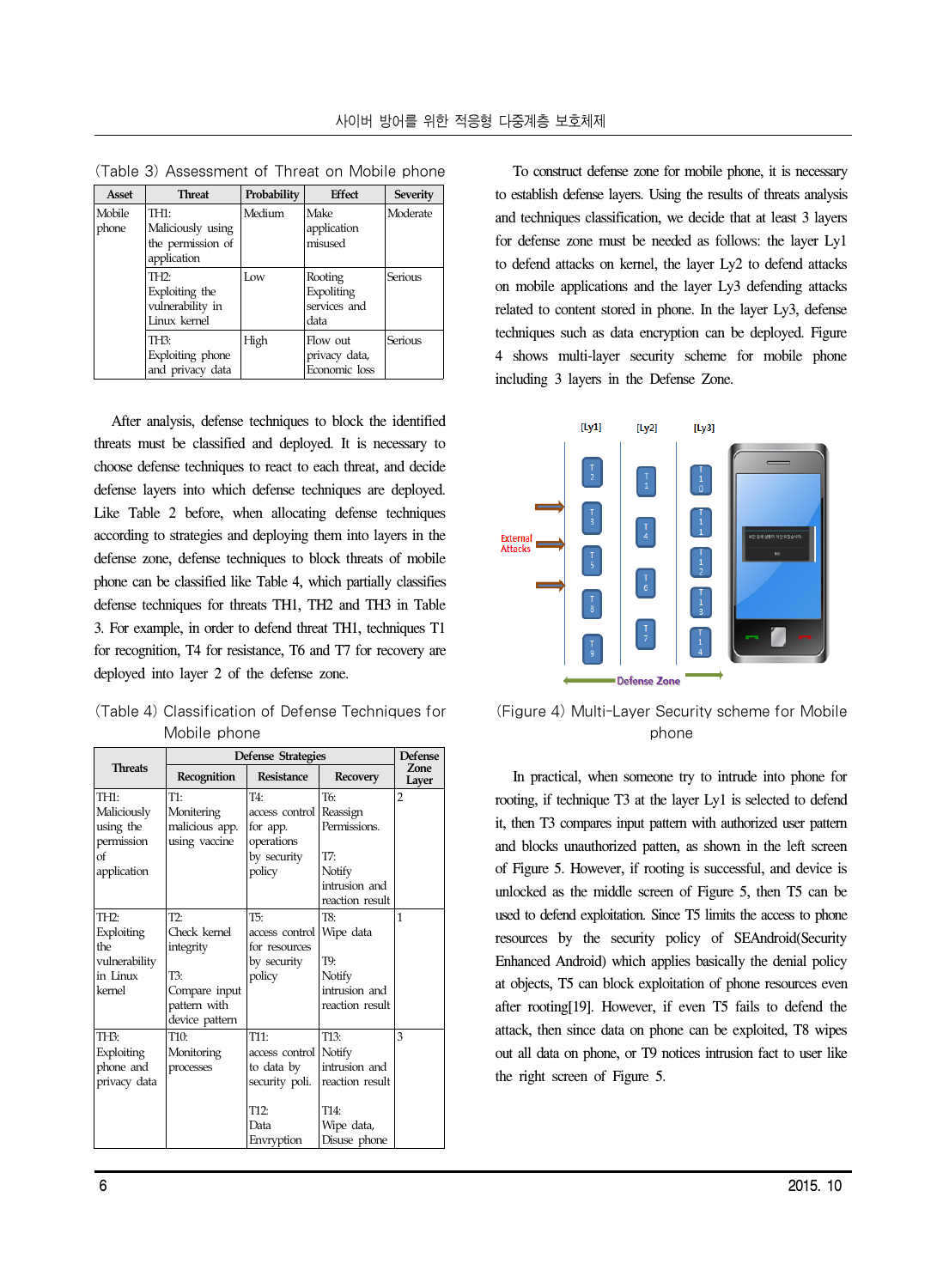(Table 3) Assessment of Threat on Mobile phone

| Asset | Threat | Probability | Effect | Severity |
|---|---|---|---|---|
| Mobile phone | TH1: Maliciously using the permission of application | Medium | Make application misused | Moderate |
| | TH2: Exploiting the vulnerability in Linux kernel | Low | Rooting Expoliting services and data | Serious |
| | TH3: Exploiting phone and privacy data | High | Flow out privacy data, Economic loss | Serious |

After analysis, defense techniques to block the identified threats must be classified and deployed. It is necessary to choose defense techniques to react to each threat, and decide defense layers into which defense techniques are deployed. Like Table 2 before, when allocating defense techniques according to strategies and deploying them into layers in the defense zone, defense techniques to block threats of mobile phone can be classified like Table 4, which partially classifies defense techniques for threats TH1, TH2 and TH3 in Table 3. For example, in order to defend threat TH1, techniques T1 for recognition, T4 for resistance, T6 and T7 for recovery are deployed into layer 2 of the defense zone.

(Table 4) Classification of Defense Techniques for Mobile phone

| Threats | Defense Strategies | | | Defense Zone Layer |
|---|---|---|---|---|
| | Recognition | Resistance | Recovery | |
| TH1: Maliciously using the permission of application | T1: Monitering malicious app. using vaccine | T4: access control for app. operations by security policy | T6: Reassign Permissions. T7: Notify intrusion and reaction result | 2 |
| TH2: Exploiting the vulnerability in Linux kernel | T2: Check kernel integrity T3: Compare input pattern with device pattern | T5: access control for resources by security policy | T8: Wipe data T9: Notify intrusion and reaction result | 1 |
| TH3: Exploiting phone and privacy data | T10: Monitering processes | T11: access control to data by security poli. T12: Data Envryption | T13: Notify intrusion and reaction result T14: Wipe data, Disuse phone | 3 |

To construct defense zone for mobile phone, it is necessary to establish defense layers. Using the results of threats analysis and techniques classification, we decide that at least 3 layers for defense zone must be needed as follows: the layer Ly1 to defend attacks on kernel, the layer Ly2 to defend attacks on mobile applications and the layer Ly3 defending attacks related to content stored in phone. In the layer Ly3, defense techniques such as data encryption can be deployed. Figure 4 shows multi-layer security scheme for mobile phone including 3 layers in the Defense Zone.

[Ly1] [Ly2] [Ly3]

External Attacks

T2 T3 T5 T8 T9 T1 T4 T6 T7 T10 T11 T12 T13 T14

Defense Zone

(Figure 4) Multi-Layer Security scheme for Mobile phone

In practical, when someone try to intrude into phone for rooting, if technique T3 at the layer Ly1 is selected to defend it, then T3 compares input pattern with authorized user pattern and blocks unauthorized patten, as shown in the left screen of Figure 5. However, if rooting is successful, and device is unlocked as the middle screen of Figure 5, then T5 can be used to defend exploitation. Since T5 limits the access to phone resources by the security policy of SEAndroid(Security Enhanced Android) which applies basically the denial policy at objects, T5 can block exploitation of phone resources even after rooting[19]. However, if even T5 fails to defend the attack, then since data on phone can be exploited, T8 wipes out all data on phone, or T9 notices intrusion fact to user like the right screen of Figure 5.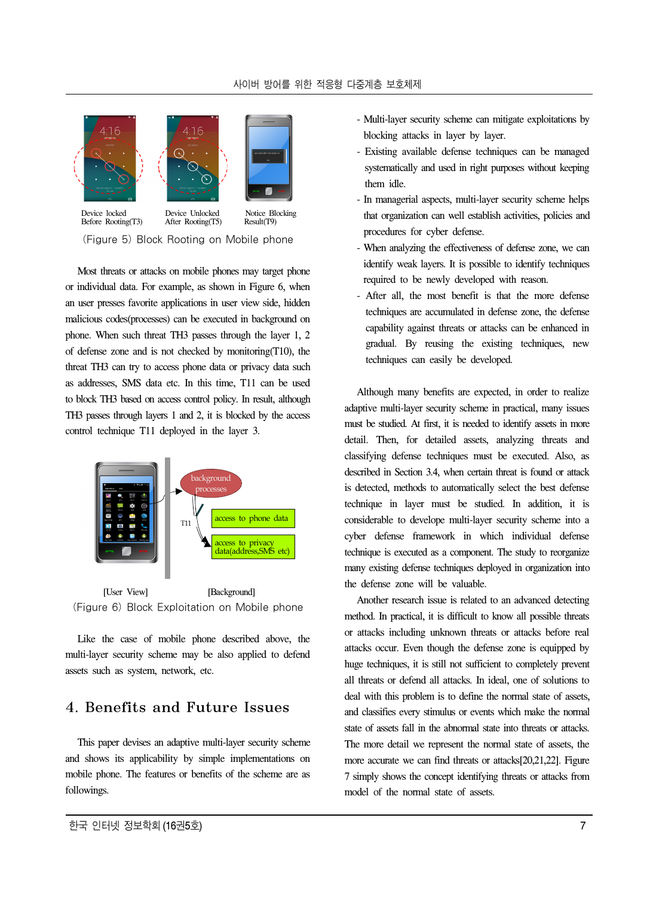Device locked Before Rooting(T3)

Device Unlocked After Rooting(T5)

Notice Blocking Result(T9)

(Figure 5) Block Rooting on Mobile phone

Most threats or attacks on mobile phones may target phone or individual data. For example, as shown in Figure 6, when an user presses favorite applications in user view side, hidden malicious codes(processes) can be executed in background on phone. When such threat TH3 passes through the layer 1, 2 of defense zone and is not checked by monitoring(T10), the threat TH3 can try to access phone data or privacy data such as addresses, SMS data etc. In this time, T11 can be used to block TH3 based on access control policy. In result, although TH3 passes through layers 1 and 2, it is blocked by the access control technique T11 deployed in the layer 3.

background processes

T11

access to phone data

access to privacy data(address,SMS etc)

[User View]

[Background]

(Figure 6) Block Exploitation on Mobile phone

Like the case of mobile phone described above, the multi-layer security scheme may be also applied to defend assets such as system, network, etc.

## 4. Benefits and Future Issues

This paper devises an adaptive multi-layer security scheme and shows its applicability by simple implementations on mobile phone. The features or benefits of the scheme are as followings.

- Multi-layer security scheme can mitigate exploitations by blocking attacks in layer by layer.
- Existing available defense techniques can be managed systematically and used in right purposes without keeping them idle.
- In managerial aspects, multi-layer security scheme helps that organization can well establish activities, policies and procedures for cyber defense.
- When analyzing the effectiveness of defense zone, we can identify weak layers. It is possible to identify techniques required to be newly developed with reason.
- After all, the most benefit is that the more defense techniques are accumulated in defense zone, the defense capability against threats or attacks can be enhanced in gradual. By reusing the existing techniques, new techniques can easily be developed.

Although many benefits are expected, in order to realize adaptive multi-layer security scheme in practical, many issues must be studied. At first, it is needed to identify assets in more detail. Then, for detailed assets, analyzing threats and classifying defense techniques must be executed. Also, as described in Section 3.4, when certain threat is found or attack is detected, methods to automatically select the best defense technique in layer must be studied. In addition, it is considerable to develope multi-layer security scheme into a cyber defense framework in which individual defense technique is executed as a component. The study to reorganize many existing defense techniques deployed in organization into the defense zone will be valuable.

Another research issue is related to an advanced detecting method. In practical, it is difficult to know all possible threats or attacks including unknown threats or attacks before real attacks occur. Even though the defense zone is equipped by huge techniques, it is still not sufficient to completely prevent all threats or defend all attacks. In ideal, one of solutions to deal with this problem is to define the normal state of assets, and classifies every stimulus or events which make the normal state of assets fall in the abnormal state into threats or attacks. The more detail we represent the normal state of assets, the more accurate we can find threats or attacks[20,21,22]. Figure 7 simply shows the concept identifying threats or attacks from model of the normal state of assets.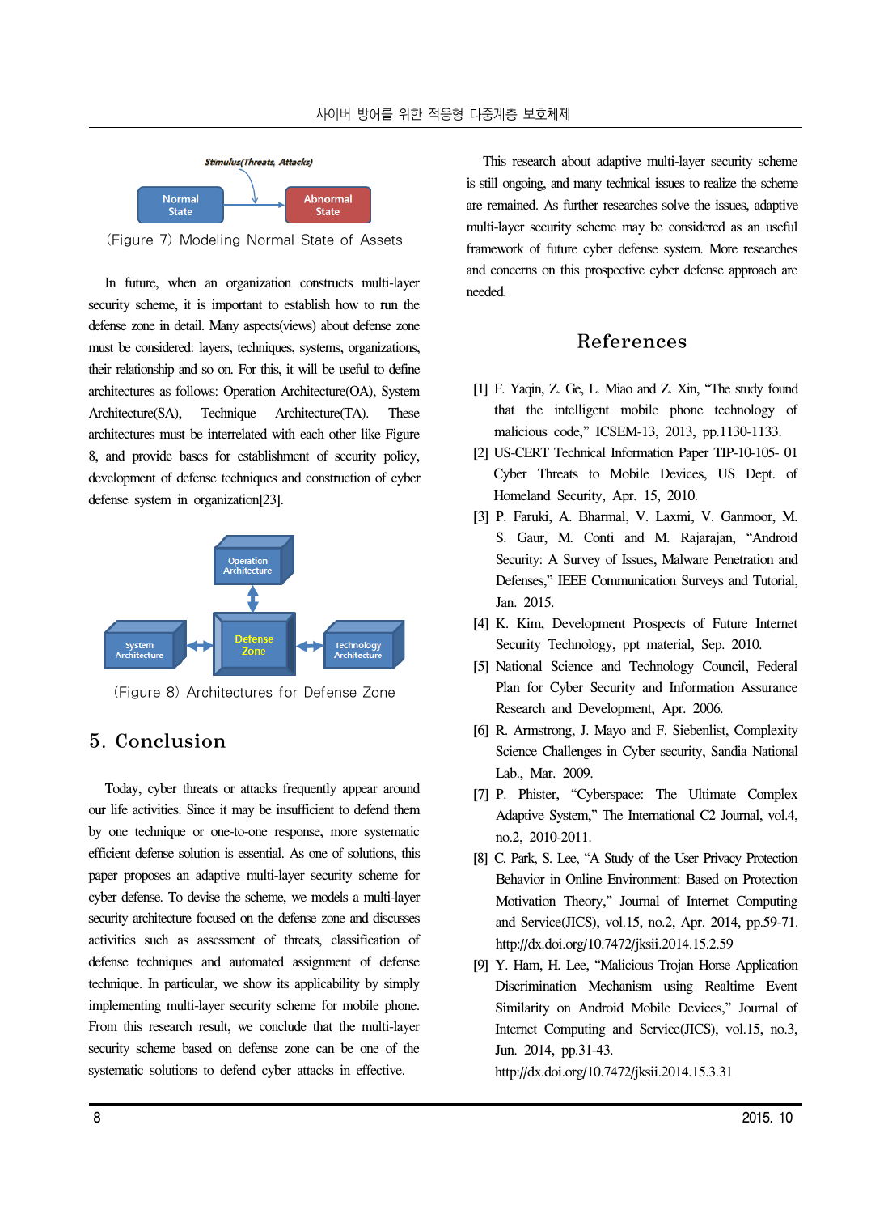Stimulus(Threats, Attacks)

Normal State

Abnormal State

(Figure 7) Modeling Normal State of Assets

In future, when an organization constructs multi-layer security scheme, it is important to establish how to run the defense zone in detail. Many aspects(views) about defense zone must be considered: layers, techniques, systems, organizations, their relationship and so on. For this, it will be useful to define architectures as follows: Operation Architecture(OA), System Architecture(SA), Technique Architecture(TA). These architectures must be interrelated with each other like Figure 8, and provide bases for establishment of security policy, development of defense techniques and construction of cyber defense system in organization[23].

Operation Architecture

System Architecture

Defense Zone

Technology Architecture

(Figure 8) Architectures for Defense Zone

## 5. Conclusion

Today, cyber threats or attacks frequently appear around our life activities. Since it may be insufficient to defend them by one technique or one-to-one response, more systematic efficient defense solution is essential. As one of solutions, this paper proposes an adaptive multi-layer security scheme for cyber defense. To devise the scheme, we models a multi-layer security architecture focused on the defense zone and discusses activities such as assessment of threats, classification of defense techniques and automated assignment of defense technique. In particular, we show its applicability by simply implementing multi-layer security scheme for mobile phone. From this research result, we conclude that the multi-layer security scheme based on defense zone can be one of the systematic solutions to defend cyber attacks in effective.

This research about adaptive multi-layer security scheme is still ongoing, and many technical issues to realize the scheme are remained. As further researches solve the issues, adaptive multi-layer security scheme may be considered as an useful framework of future cyber defense system. More researches and concerns on this prospective cyber defense approach are needed.

## References

[1] F. Yaqin, Z. Ge, L. Miao and Z. Xin, "The study found that the intelligent mobile phone technology of malicious code," ICSEM-13, 2013, pp.1130-1133.

[2] US-CERT Technical Information Paper TIP-10-105- 01 Cyber Threats to Mobile Devices, US Dept. of Homeland Security, Apr. 15, 2010.

[3] P. Faruki, A. Bharmal, V. Laxmi, V. Ganmoor, M. S. Gaur, M. Conti and M. Rajarajan, "Android Security: A Survey of Issues, Malware Penetration and Defenses," IEEE Communication Surveys and Tutorial, Jan. 2015.

[4] K. Kim, Development Prospects of Future Internet Security Technology, ppt material, Sep. 2010.

[5] National Science and Technology Council, Federal Plan for Cyber Security and Information Assurance Research and Development, Apr. 2006.

[6] R. Armstrong, J. Mayo and F. Siebenlist, Complexity Science Challenges in Cyber security, Sandia National Lab., Mar. 2009.

[7] P. Phister, "Cyberspace: The Ultimate Complex Adaptive System," The International C2 Journal, vol.4, no.2, 2010-2011.

[8] C. Park, S. Lee, "A Study of the User Privacy Protection Behavior in Online Environment: Based on Protection Motivation Theory," Journal of Internet Computing and Service(JICS), vol.15, no.2, Apr. 2014, pp.59-71. http://dx.doi.org/10.7472/jksii.2014.15.2.59

[9] Y. Ham, H. Lee, "Malicious Trojan Horse Application Discrimination Mechanism using Realtime Event Similarity on Android Mobile Devices," Journal of Internet Computing and Service(JICS), vol.15, no.3, Jun. 2014, pp.31-43. http://dx.doi.org/10.7472/jksii.2014.15.3.31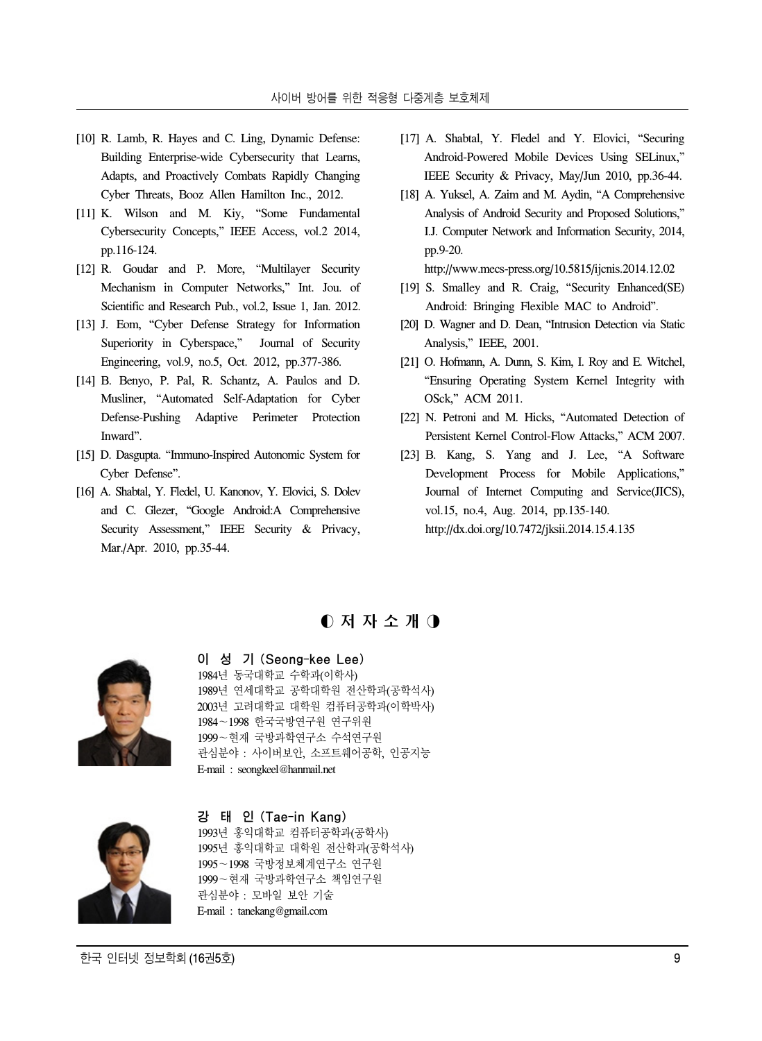[10] R. Lamb, R. Hayes and C. Ling, Dynamic Defense: Building Enterprise-wide Cybersecurity that Learns, Adapts, and Proactively Combats Rapidly Changing Cyber Threats, Booz Allen Hamilton Inc., 2012.

[11] K. Wilson and M. Kiy, "Some Fundamental Cybersecurity Concepts," IEEE Access, vol.2 2014, pp.116-124.

[12] R. Goudar and P. More, "Multilayer Security Mechanism in Computer Networks," Int. Jou. of Scientific and Research Pub., vol.2, Issue 1, Jan. 2012.

[13] J. Eom, "Cyber Defense Strategy for Information Superiority in Cyberspace," Journal of Security Engineering, vol.9, no.5, Oct. 2012, pp.377-386.

[14] B. Benyo, P. Pal, R. Schantz, A. Paulos and D. Musliner, "Automated Self-Adaptation for Cyber Defense-Pushing Adaptive Perimeter Protection Inward".

[15] D. Dasgupta. "Immuno-Inspired Autonomic System for Cyber Defense".

[16] A. Shabtal, Y. Fledel, U. Kanonov, Y. Elovici, S. Dolev and C. Glezer, "Google Android:A Comprehensive Security Assessment," IEEE Security & Privacy, Mar./Apr. 2010, pp.35-44.

[17] A. Shabtal, Y. Fledel and Y. Elovici, "Securing Android-Powered Mobile Devices Using SELinux," IEEE Security & Privacy, May/Jun 2010, pp.36-44.

[18] A. Yuksel, A. Zaim and M. Aydin, "A Comprehensive Analysis of Android Security and Proposed Solutions," I.J. Computer Network and Information Security, 2014, pp.9-20.
http://www.mecs-press.org/10.5815/ijcnis.2014.12.02

[19] S. Smalley and R. Craig, "Security Enhanced(SE) Android: Bringing Flexible MAC to Android".

[20] D. Wagner and D. Dean, "Intrusion Detection via Static Analysis," IEEE, 2001.

[21] O. Hofmann, A. Dunn, S. Kim, I. Roy and E. Witchel, "Ensuring Operating System Kernel Integrity with OSck," ACM 2011.

[22] N. Petroni and M. Hicks, "Automated Detection of Persistent Kernel Control-Flow Attacks," ACM 2007.

[23] B. Kang, S. Yang and J. Lee, "A Software Development Process for Mobile Applications," Journal of Internet Computing and Service(JICS), vol.15, no.4, Aug. 2014, pp.135-140.
http://dx.doi.org/10.7472/jksii.2014.15.4.135

## ◐ 저 자 소 개 ◑

**이 성 기 (Seong-kee Lee)**
1984년 동국대학교 수학과(이학사)
1989년 연세대학교 공학대학원 전산학과(공학석사)
2003년 고려대학교 대학원 컴퓨터공학과(이학박사)
1984~1998 한국국방연구원 연구위원
1999~현재 국방과학연구소 수석연구원
관심분야 : 사이버보안, 소프트웨어공학, 인공지능
E-mail : seongkeel@hanmail.net

**강 태 인 (Tae-in Kang)**
1993년 홍익대학교 컴퓨터공학과(공학사)
1995년 홍익대학교 대학원 전산학과(공학석사)
1995~1998 국방정보체계연구소 연구원
1999~현재 국방과학연구소 책임연구원
관심분야 : 모바일 보안 기술
E-mail : tanekang@gmail.com